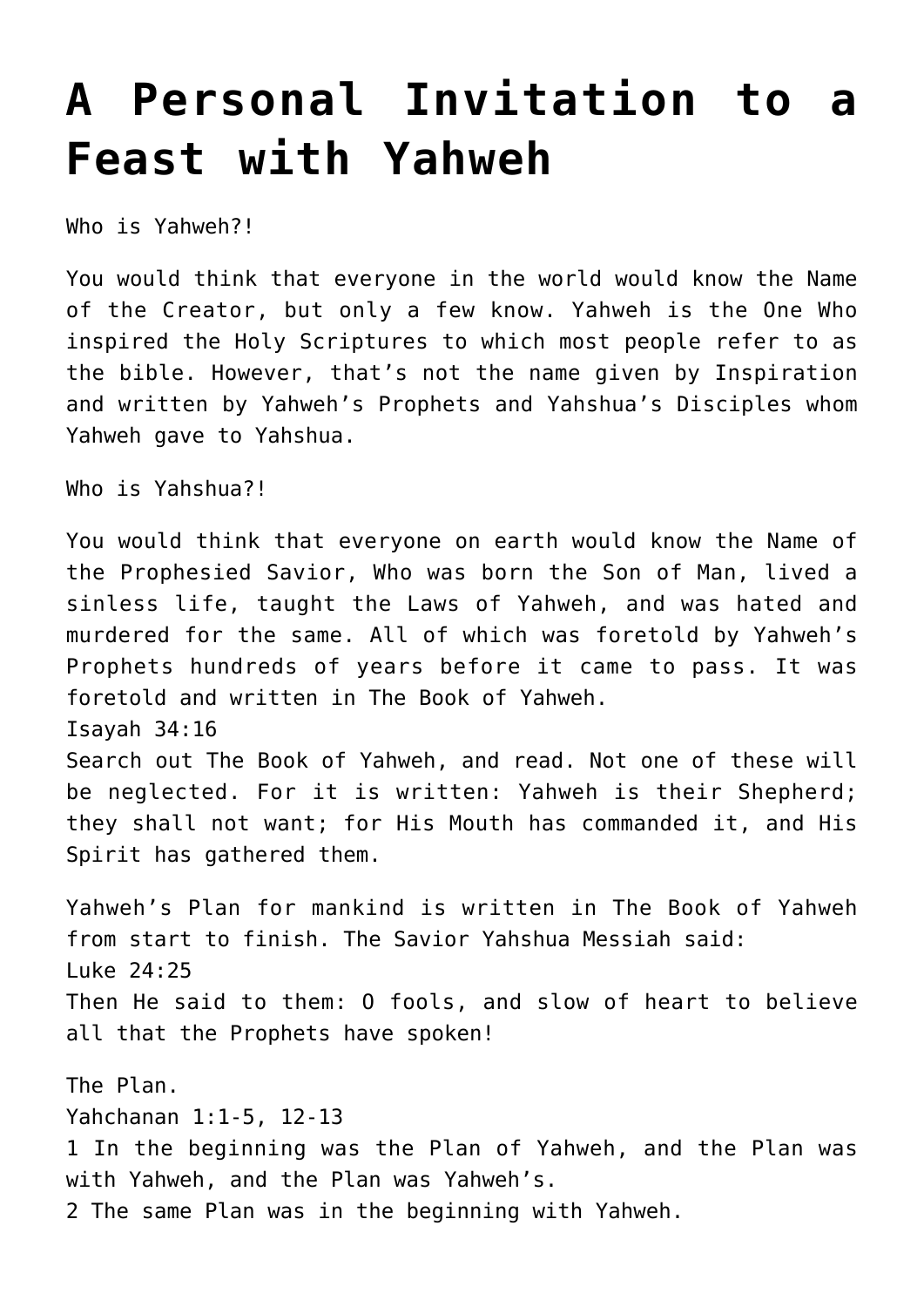# A Personal Invitation to a Feast with Yahweh

Who is Yahweh?!

You would think that everyone in the world would know the Name of the Creator, but only a few know. Yahweh is the One Who inspired the Holy Scriptures to which most people refer to as the bible. However, that's not the name given by Inspiration and written by Yahweh's Prophets and Yahshua's Disciples whom Yahweh gave to Yahshua.

Who is Yahshua?!

You would think that everyone on earth would know the Name of the Prophesied Savior, Who was born the Son of Man, lived a sinless life, taught the Laws of Yahweh, and was hated and murdered for the same. All of which was foretold by Yahweh's Prophets hundreds of years before it came to pass. It was foretold and written in The Book of Yahweh.

Isayah 34:16
Search out The Book of Yahweh, and read. Not one of these will be neglected. For it is written: Yahweh is their Shepherd; they shall not want; for His Mouth has commanded it, and His Spirit has gathered them.

Yahweh's Plan for mankind is written in The Book of Yahweh from start to finish. The Savior Yahshua Messiah said:

Luke 24:25
Then He said to them: O fools, and slow of heart to believe all that the Prophets have spoken!

The Plan.

Yahchanan 1:1-5, 12-13
1 In the beginning was the Plan of Yahweh, and the Plan was with Yahweh, and the Plan was Yahweh's.
2 The same Plan was in the beginning with Yahweh.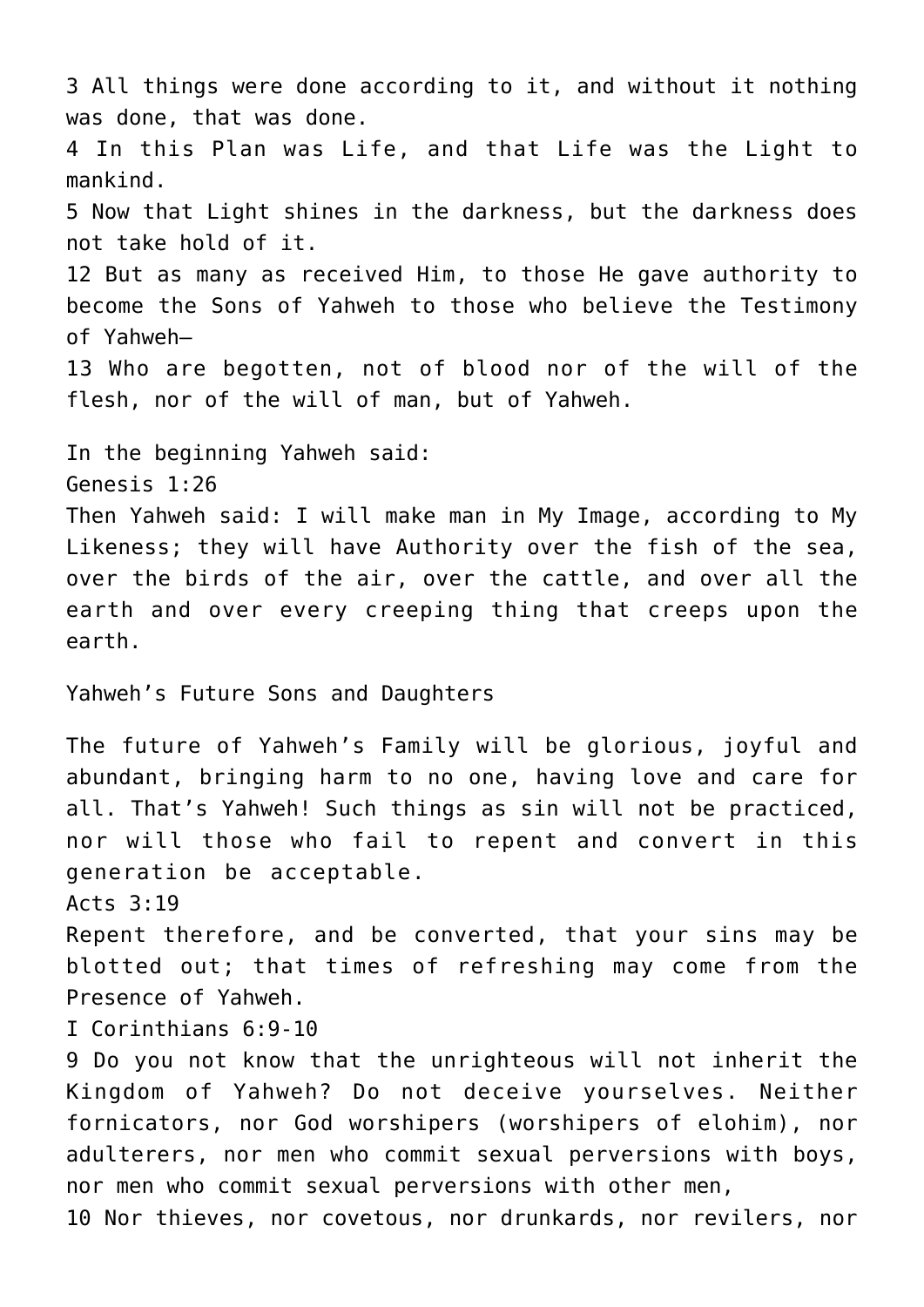3 All things were done according to it, and without it nothing was done, that was done.
4 In this Plan was Life, and that Life was the Light to mankind.
5 Now that Light shines in the darkness, but the darkness does not take hold of it.
12 But as many as received Him, to those He gave authority to become the Sons of Yahweh to those who believe the Testimony of Yahweh—
13 Who are begotten, not of blood nor of the will of the flesh, nor of the will of man, but of Yahweh.

In the beginning Yahweh said:
Genesis 1:26
Then Yahweh said: I will make man in My Image, according to My Likeness; they will have Authority over the fish of the sea, over the birds of the air, over the cattle, and over all the earth and over every creeping thing that creeps upon the earth.

Yahweh's Future Sons and Daughters

The future of Yahweh's Family will be glorious, joyful and abundant, bringing harm to no one, having love and care for all. That's Yahweh! Such things as sin will not be practiced, nor will those who fail to repent and convert in this generation be acceptable.
Acts 3:19
Repent therefore, and be converted, that your sins may be blotted out; that times of refreshing may come from the Presence of Yahweh.
I Corinthians 6:9-10
9 Do you not know that the unrighteous will not inherit the Kingdom of Yahweh? Do not deceive yourselves. Neither fornicators, nor God worshipers (worshipers of elohim), nor adulterers, nor men who commit sexual perversions with boys, nor men who commit sexual perversions with other men,
10 Nor thieves, nor covetous, nor drunkards, nor revilers, nor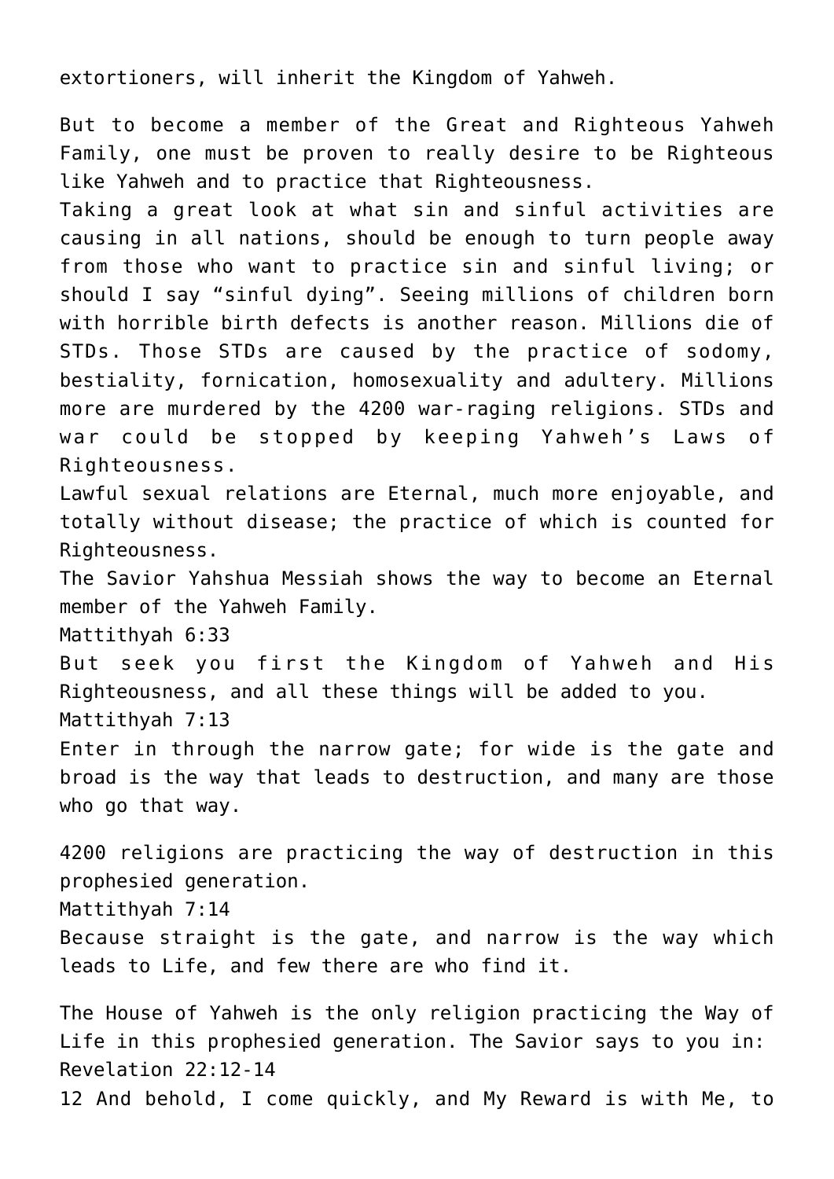extortioners, will inherit the Kingdom of Yahweh.

But to become a member of the Great and Righteous Yahweh Family, one must be proven to really desire to be Righteous like Yahweh and to practice that Righteousness.

Taking a great look at what sin and sinful activities are causing in all nations, should be enough to turn people away from those who want to practice sin and sinful living; or should I say "sinful dying". Seeing millions of children born with horrible birth defects is another reason. Millions die of STDs. Those STDs are caused by the practice of sodomy, bestiality, fornication, homosexuality and adultery. Millions more are murdered by the 4200 war-raging religions. STDs and war could be stopped by keeping Yahweh's Laws of Righteousness.

Lawful sexual relations are Eternal, much more enjoyable, and totally without disease; the practice of which is counted for Righteousness.

The Savior Yahshua Messiah shows the way to become an Eternal member of the Yahweh Family.

Mattithyah 6:33

But seek you first the Kingdom of Yahweh and His Righteousness, and all these things will be added to you.

Mattithyah 7:13

Enter in through the narrow gate; for wide is the gate and broad is the way that leads to destruction, and many are those who go that way.

4200 religions are practicing the way of destruction in this prophesied generation.

Mattithyah 7:14

Because straight is the gate, and narrow is the way which leads to Life, and few there are who find it.

The House of Yahweh is the only religion practicing the Way of Life in this prophesied generation. The Savior says to you in:

Revelation 22:12-14

12 And behold, I come quickly, and My Reward is with Me, to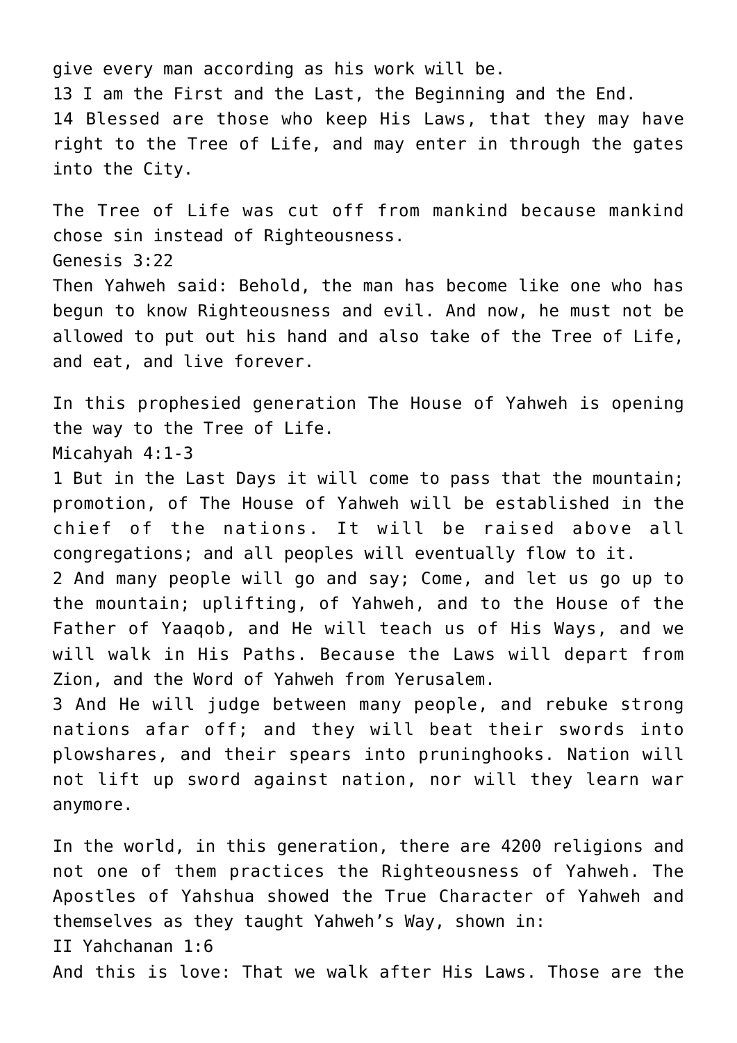give every man according as his work will be.
13 I am the First and the Last, the Beginning and the End.
14 Blessed are those who keep His Laws, that they may have right to the Tree of Life, and may enter in through the gates into the City.

The Tree of Life was cut off from mankind because mankind chose sin instead of Righteousness.
Genesis 3:22
Then Yahweh said: Behold, the man has become like one who has begun to know Righteousness and evil. And now, he must not be allowed to put out his hand and also take of the Tree of Life, and eat, and live forever.

In this prophesied generation The House of Yahweh is opening the way to the Tree of Life.
Micahyah 4:1-3
1 But in the Last Days it will come to pass that the mountain; promotion, of The House of Yahweh will be established in the chief of the nations. It will be raised above all congregations; and all peoples will eventually flow to it.
2 And many people will go and say; Come, and let us go up to the mountain; uplifting, of Yahweh, and to the House of the Father of Yaaqob, and He will teach us of His Ways, and we will walk in His Paths. Because the Laws will depart from Zion, and the Word of Yahweh from Yerusalem.
3 And He will judge between many people, and rebuke strong nations afar off; and they will beat their swords into plowshares, and their spears into pruninghooks. Nation will not lift up sword against nation, nor will they learn war anymore.

In the world, in this generation, there are 4200 religions and not one of them practices the Righteousness of Yahweh. The Apostles of Yahshua showed the True Character of Yahweh and themselves as they taught Yahweh's Way, shown in:
II Yahchanan 1:6
And this is love: That we walk after His Laws. Those are the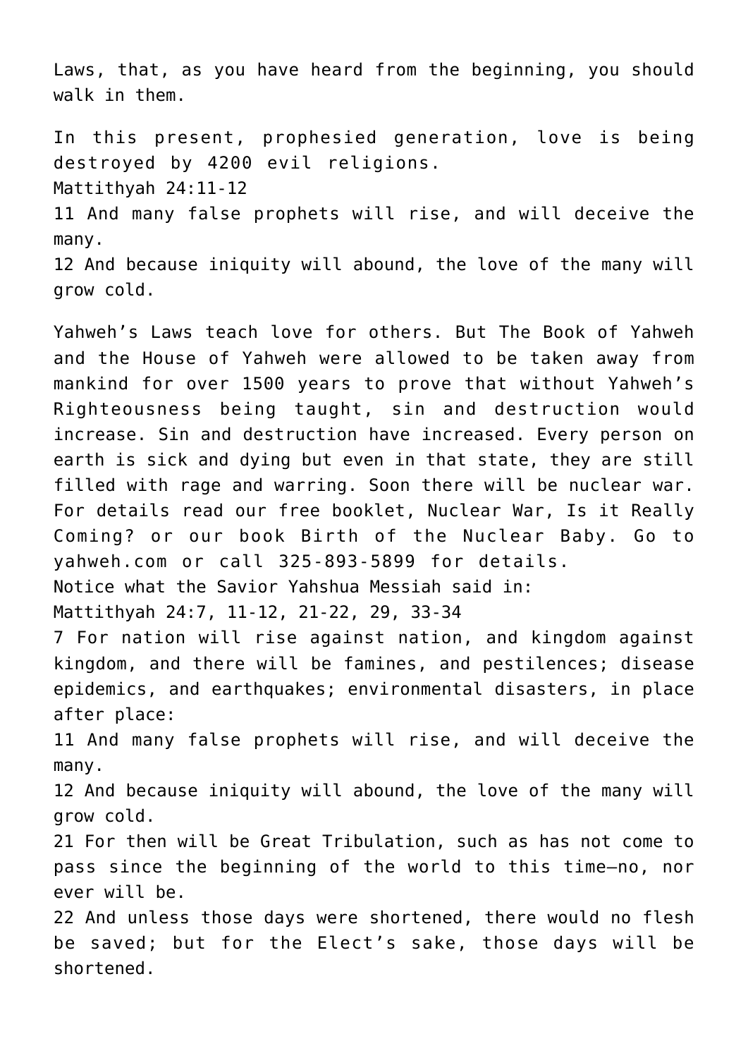Laws, that, as you have heard from the beginning, you should walk in them.

In this present, prophesied generation, love is being destroyed by 4200 evil religions.

Mattithyah 24:11-12

11 And many false prophets will rise, and will deceive the many.

12 And because iniquity will abound, the love of the many will grow cold.

Yahweh's Laws teach love for others. But The Book of Yahweh and the House of Yahweh were allowed to be taken away from mankind for over 1500 years to prove that without Yahweh's Righteousness being taught, sin and destruction would increase. Sin and destruction have increased. Every person on earth is sick and dying but even in that state, they are still filled with rage and warring. Soon there will be nuclear war. For details read our free booklet, Nuclear War, Is it Really Coming? or our book Birth of the Nuclear Baby. Go to yahweh.com or call 325-893-5899 for details.

Notice what the Savior Yahshua Messiah said in:

Mattithyah 24:7, 11-12, 21-22, 29, 33-34

7 For nation will rise against nation, and kingdom against kingdom, and there will be famines, and pestilences; disease epidemics, and earthquakes; environmental disasters, in place after place:

11 And many false prophets will rise, and will deceive the many.

12 And because iniquity will abound, the love of the many will grow cold.

21 For then will be Great Tribulation, such as has not come to pass since the beginning of the world to this time—no, nor ever will be.

22 And unless those days were shortened, there would no flesh be saved; but for the Elect's sake, those days will be shortened.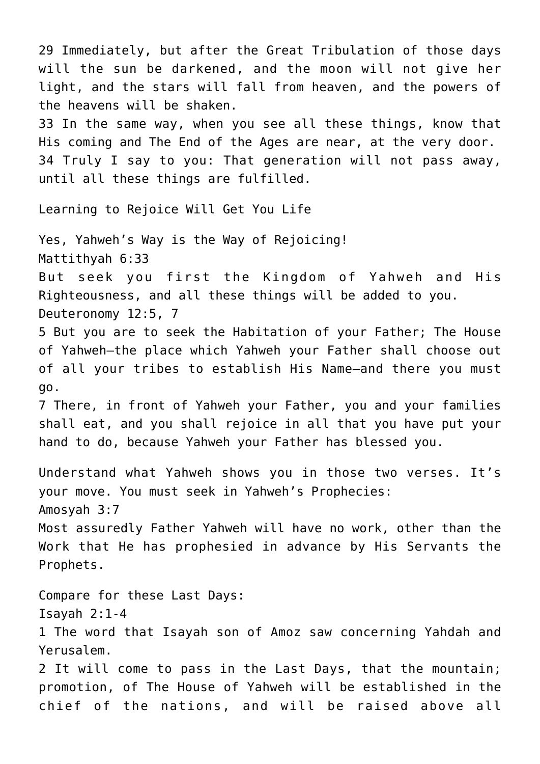29 Immediately, but after the Great Tribulation of those days will the sun be darkened, and the moon will not give her light, and the stars will fall from heaven, and the powers of the heavens will be shaken.
33 In the same way, when you see all these things, know that His coming and The End of the Ages are near, at the very door.
34 Truly I say to you: That generation will not pass away, until all these things are fulfilled.

Learning to Rejoice Will Get You Life

Yes, Yahweh's Way is the Way of Rejoicing!
Mattithyah 6:33
But seek you first the Kingdom of Yahweh and His Righteousness, and all these things will be added to you.
Deuteronomy 12:5, 7
5 But you are to seek the Habitation of your Father; The House of Yahweh—the place which Yahweh your Father shall choose out of all your tribes to establish His Name—and there you must go.
7 There, in front of Yahweh your Father, you and your families shall eat, and you shall rejoice in all that you have put your hand to do, because Yahweh your Father has blessed you.

Understand what Yahweh shows you in those two verses. It's your move. You must seek in Yahweh's Prophecies:
Amosyah 3:7
Most assuredly Father Yahweh will have no work, other than the Work that He has prophesied in advance by His Servants the Prophets.

Compare for these Last Days:
Isayah 2:1-4
1 The word that Isayah son of Amoz saw concerning Yahdah and Yerusalem.
2 It will come to pass in the Last Days, that the mountain; promotion, of The House of Yahweh will be established in the chief of the nations, and will be raised above all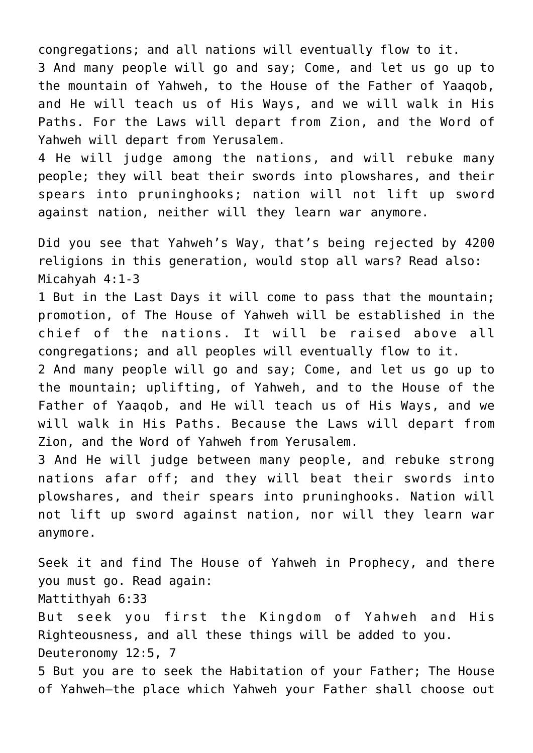congregations; and all nations will eventually flow to it.
3 And many people will go and say; Come, and let us go up to the mountain of Yahweh, to the House of the Father of Yaaqob, and He will teach us of His Ways, and we will walk in His Paths. For the Laws will depart from Zion, and the Word of Yahweh will depart from Yerusalem.
4 He will judge among the nations, and will rebuke many people; they will beat their swords into plowshares, and their spears into pruninghooks; nation will not lift up sword against nation, neither will they learn war anymore.

Did you see that Yahweh's Way, that's being rejected by 4200 religions in this generation, would stop all wars? Read also:
Micahyah 4:1-3
1 But in the Last Days it will come to pass that the mountain; promotion, of The House of Yahweh will be established in the chief of the nations. It will be raised above all congregations; and all peoples will eventually flow to it.
2 And many people will go and say; Come, and let us go up to the mountain; uplifting, of Yahweh, and to the House of the Father of Yaaqob, and He will teach us of His Ways, and we will walk in His Paths. Because the Laws will depart from Zion, and the Word of Yahweh from Yerusalem.
3 And He will judge between many people, and rebuke strong nations afar off; and they will beat their swords into plowshares, and their spears into pruninghooks. Nation will not lift up sword against nation, nor will they learn war anymore.

Seek it and find The House of Yahweh in Prophecy, and there you must go. Read again:
Mattithyah 6:33
But seek you first the Kingdom of Yahweh and His Righteousness, and all these things will be added to you.
Deuteronomy 12:5, 7
5 But you are to seek the Habitation of your Father; The House of Yahweh—the place which Yahweh your Father shall choose out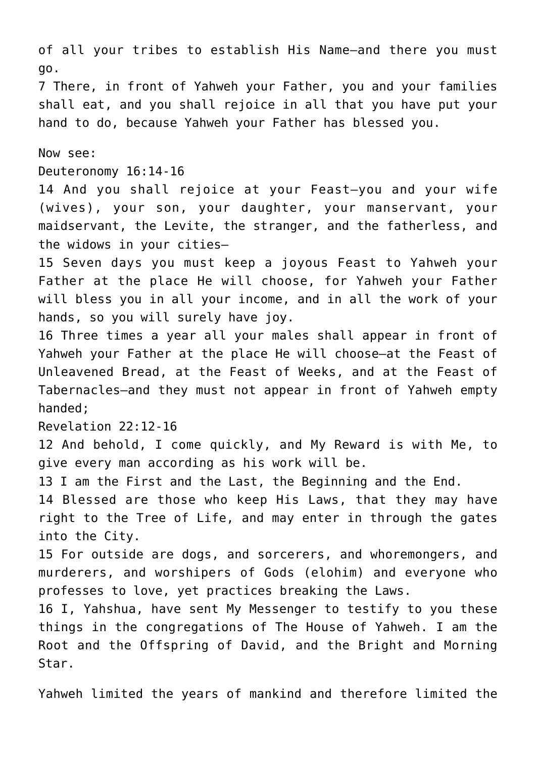of all your tribes to establish His Name—and there you must go.

7 There, in front of Yahweh your Father, you and your families shall eat, and you shall rejoice in all that you have put your hand to do, because Yahweh your Father has blessed you.

Now see:

Deuteronomy 16:14-16

14 And you shall rejoice at your Feast—you and your wife (wives), your son, your daughter, your manservant, your maidservant, the Levite, the stranger, and the fatherless, and the widows in your cities—

15 Seven days you must keep a joyous Feast to Yahweh your Father at the place He will choose, for Yahweh your Father will bless you in all your income, and in all the work of your hands, so you will surely have joy.

16 Three times a year all your males shall appear in front of Yahweh your Father at the place He will choose—at the Feast of Unleavened Bread, at the Feast of Weeks, and at the Feast of Tabernacles—and they must not appear in front of Yahweh empty handed;

Revelation 22:12-16

12 And behold, I come quickly, and My Reward is with Me, to give every man according as his work will be.

13 I am the First and the Last, the Beginning and the End.

14 Blessed are those who keep His Laws, that they may have right to the Tree of Life, and may enter in through the gates into the City.

15 For outside are dogs, and sorcerers, and whoremongers, and murderers, and worshipers of Gods (elohim) and everyone who professes to love, yet practices breaking the Laws.

16 I, Yahshua, have sent My Messenger to testify to you these things in the congregations of The House of Yahweh. I am the Root and the Offspring of David, and the Bright and Morning Star.

Yahweh limited the years of mankind and therefore limited the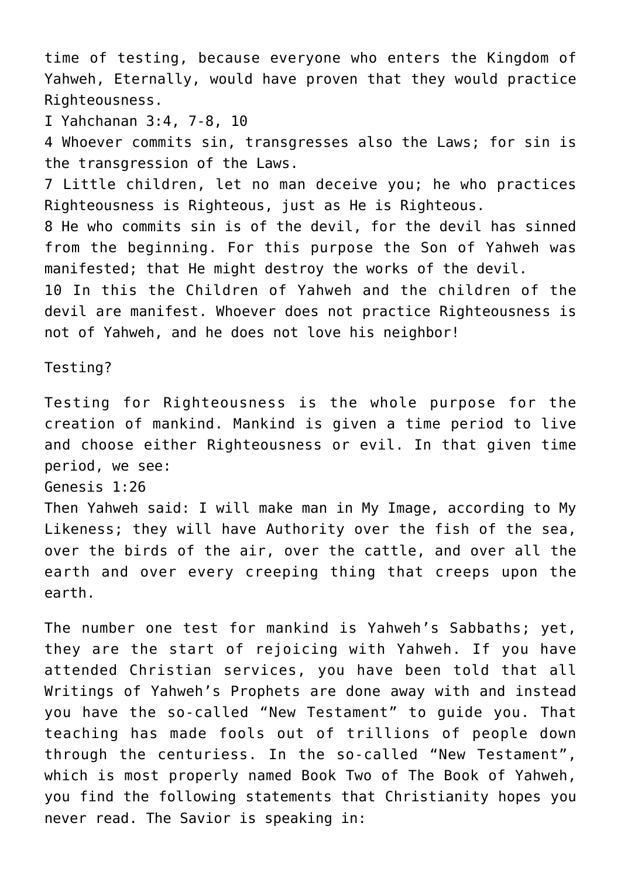time of testing, because everyone who enters the Kingdom of Yahweh, Eternally, would have proven that they would practice Righteousness.

I Yahchanan 3:4, 7-8, 10

4 Whoever commits sin, transgresses also the Laws; for sin is the transgression of the Laws.

7 Little children, let no man deceive you; he who practices Righteousness is Righteous, just as He is Righteous.

8 He who commits sin is of the devil, for the devil has sinned from the beginning. For this purpose the Son of Yahweh was manifested; that He might destroy the works of the devil.

10 In this the Children of Yahweh and the children of the devil are manifest. Whoever does not practice Righteousness is not of Yahweh, and he does not love his neighbor!

Testing?

Testing for Righteousness is the whole purpose for the creation of mankind. Mankind is given a time period to live and choose either Righteousness or evil. In that given time period, we see:

Genesis 1:26

Then Yahweh said: I will make man in My Image, according to My Likeness; they will have Authority over the fish of the sea, over the birds of the air, over the cattle, and over all the earth and over every creeping thing that creeps upon the earth.

The number one test for mankind is Yahweh's Sabbaths; yet, they are the start of rejoicing with Yahweh. If you have attended Christian services, you have been told that all Writings of Yahweh's Prophets are done away with and instead you have the so-called "New Testament" to guide you. That teaching has made fools out of trillions of people down through the centuriess. In the so-called "New Testament", which is most properly named Book Two of The Book of Yahweh, you find the following statements that Christianity hopes you never read. The Savior is speaking in: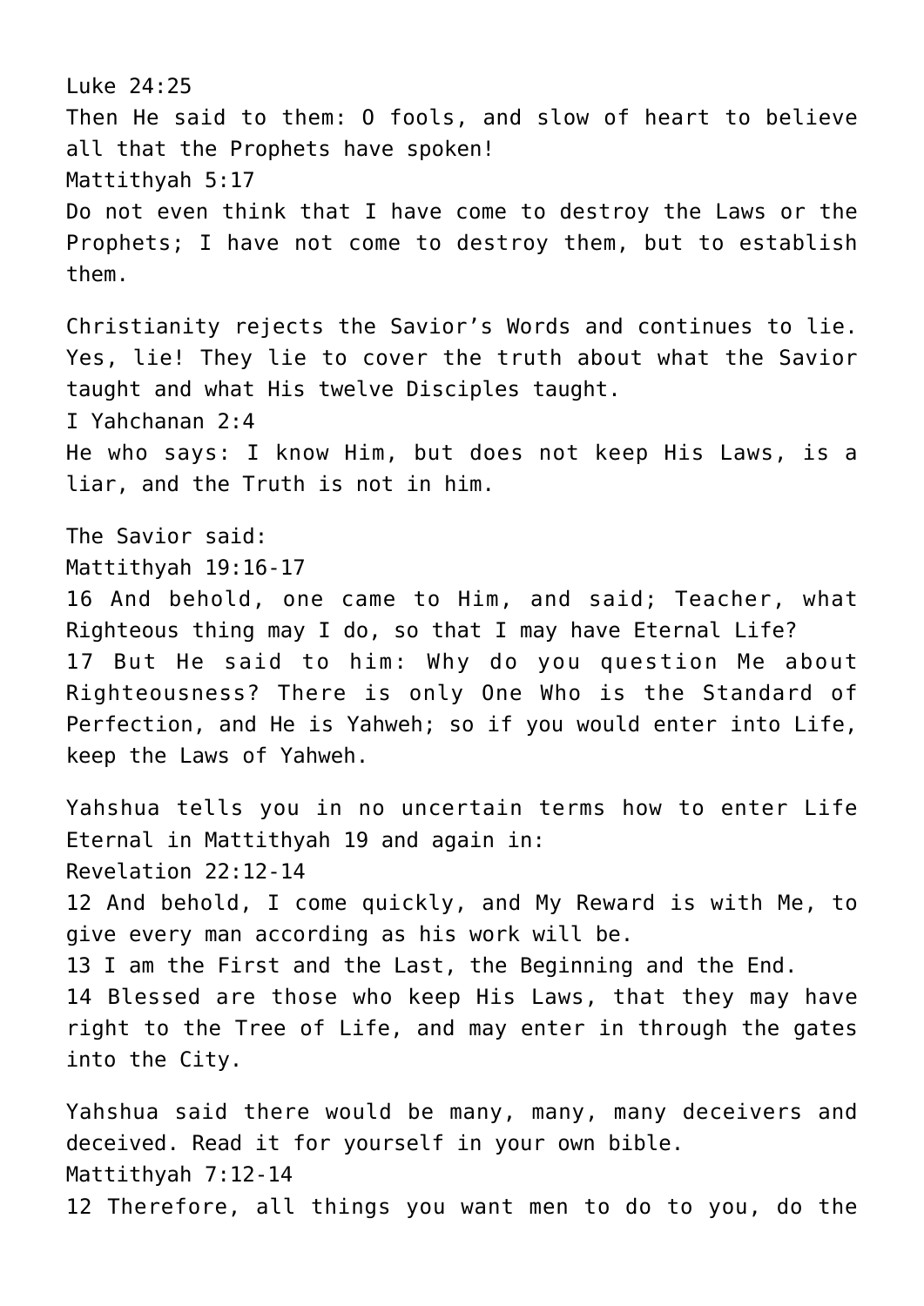Luke 24:25
Then He said to them: O fools, and slow of heart to believe all that the Prophets have spoken!
Mattithyah 5:17
Do not even think that I have come to destroy the Laws or the Prophets; I have not come to destroy them, but to establish them.

Christianity rejects the Savior's Words and continues to lie. Yes, lie! They lie to cover the truth about what the Savior taught and what His twelve Disciples taught.
I Yahchanan 2:4
He who says: I know Him, but does not keep His Laws, is a liar, and the Truth is not in him.

The Savior said:
Mattithyah 19:16-17
16 And behold, one came to Him, and said; Teacher, what Righteous thing may I do, so that I may have Eternal Life?
17 But He said to him: Why do you question Me about Righteousness? There is only One Who is the Standard of Perfection, and He is Yahweh; so if you would enter into Life, keep the Laws of Yahweh.

Yahshua tells you in no uncertain terms how to enter Life Eternal in Mattithyah 19 and again in:
Revelation 22:12-14
12 And behold, I come quickly, and My Reward is with Me, to give every man according as his work will be.
13 I am the First and the Last, the Beginning and the End.
14 Blessed are those who keep His Laws, that they may have right to the Tree of Life, and may enter in through the gates into the City.

Yahshua said there would be many, many, many deceivers and deceived. Read it for yourself in your own bible.
Mattithyah 7:12-14
12 Therefore, all things you want men to do to you, do the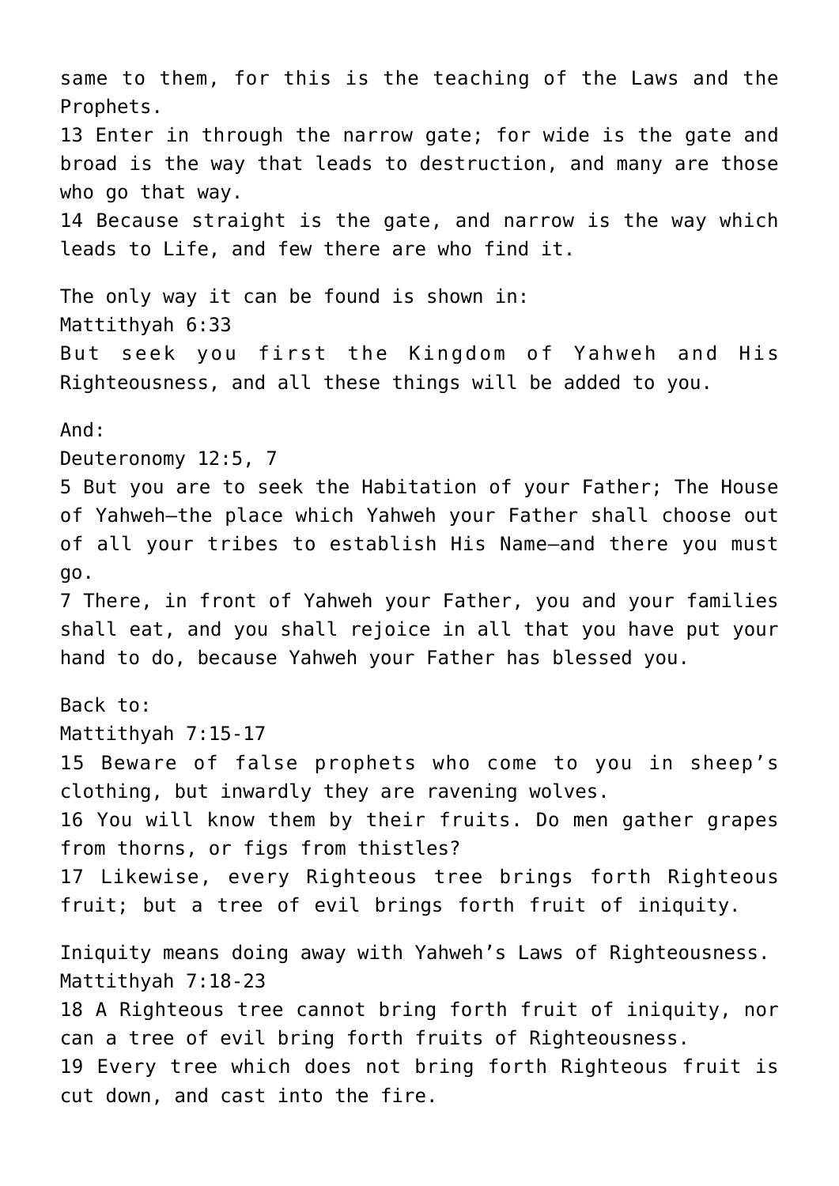same to them, for this is the teaching of the Laws and the Prophets.
13 Enter in through the narrow gate; for wide is the gate and broad is the way that leads to destruction, and many are those who go that way.
14 Because straight is the gate, and narrow is the way which leads to Life, and few there are who find it.

The only way it can be found is shown in:
Mattithyah 6:33
But seek you first the Kingdom of Yahweh and His Righteousness, and all these things will be added to you.

And:
Deuteronomy 12:5, 7
5 But you are to seek the Habitation of your Father; The House of Yahweh—the place which Yahweh your Father shall choose out of all your tribes to establish His Name—and there you must go.
7 There, in front of Yahweh your Father, you and your families shall eat, and you shall rejoice in all that you have put your hand to do, because Yahweh your Father has blessed you.

Back to:
Mattithyah 7:15-17
15 Beware of false prophets who come to you in sheep's clothing, but inwardly they are ravening wolves.
16 You will know them by their fruits. Do men gather grapes from thorns, or figs from thistles?
17 Likewise, every Righteous tree brings forth Righteous fruit; but a tree of evil brings forth fruit of iniquity.

Iniquity means doing away with Yahweh's Laws of Righteousness.
Mattithyah 7:18-23
18 A Righteous tree cannot bring forth fruit of iniquity, nor can a tree of evil bring forth fruits of Righteousness.
19 Every tree which does not bring forth Righteous fruit is cut down, and cast into the fire.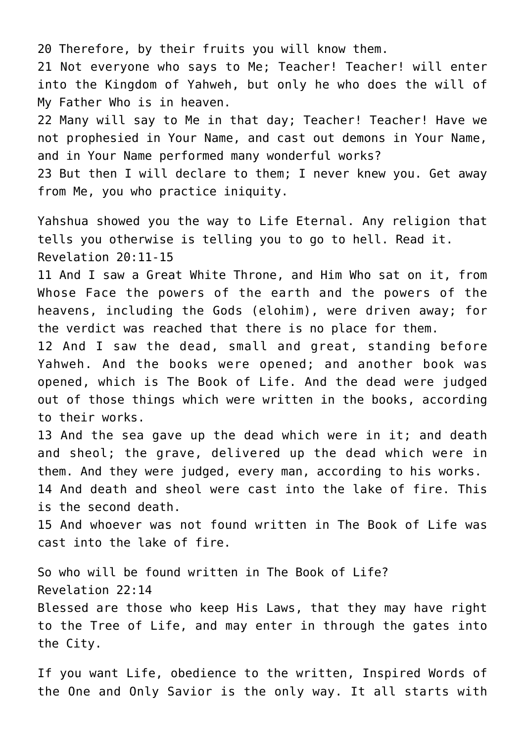20 Therefore, by their fruits you will know them.
21 Not everyone who says to Me; Teacher! Teacher! will enter into the Kingdom of Yahweh, but only he who does the will of My Father Who is in heaven.
22 Many will say to Me in that day; Teacher! Teacher! Have we not prophesied in Your Name, and cast out demons in Your Name, and in Your Name performed many wonderful works?
23 But then I will declare to them; I never knew you. Get away from Me, you who practice iniquity.

Yahshua showed you the way to Life Eternal. Any religion that tells you otherwise is telling you to go to hell. Read it.
Revelation 20:11-15
11 And I saw a Great White Throne, and Him Who sat on it, from Whose Face the powers of the earth and the powers of the heavens, including the Gods (elohim), were driven away; for the verdict was reached that there is no place for them.
12 And I saw the dead, small and great, standing before Yahweh. And the books were opened; and another book was opened, which is The Book of Life. And the dead were judged out of those things which were written in the books, according to their works.
13 And the sea gave up the dead which were in it; and death and sheol; the grave, delivered up the dead which were in them. And they were judged, every man, according to his works.
14 And death and sheol were cast into the lake of fire. This is the second death.
15 And whoever was not found written in The Book of Life was cast into the lake of fire.

So who will be found written in The Book of Life?
Revelation 22:14
Blessed are those who keep His Laws, that they may have right to the Tree of Life, and may enter in through the gates into the City.

If you want Life, obedience to the written, Inspired Words of the One and Only Savior is the only way. It all starts with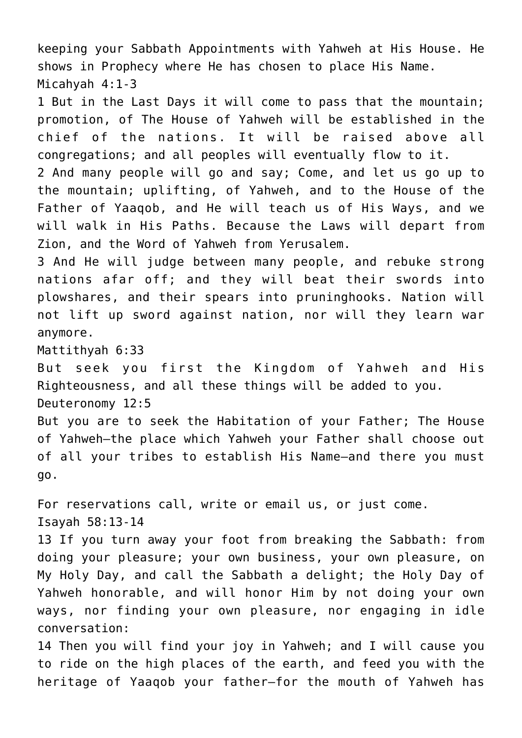keeping your Sabbath Appointments with Yahweh at His House. He shows in Prophecy where He has chosen to place His Name.

Micahyah 4:1-3

1 But in the Last Days it will come to pass that the mountain; promotion, of The House of Yahweh will be established in the chief of the nations. It will be raised above all congregations; and all peoples will eventually flow to it.

2 And many people will go and say; Come, and let us go up to the mountain; uplifting, of Yahweh, and to the House of the Father of Yaaqob, and He will teach us of His Ways, and we will walk in His Paths. Because the Laws will depart from Zion, and the Word of Yahweh from Yerusalem.

3 And He will judge between many people, and rebuke strong nations afar off; and they will beat their swords into plowshares, and their spears into pruninghooks. Nation will not lift up sword against nation, nor will they learn war anymore.

Mattithyah 6:33

But seek you first the Kingdom of Yahweh and His Righteousness, and all these things will be added to you.

Deuteronomy 12:5

But you are to seek the Habitation of your Father; The House of Yahweh—the place which Yahweh your Father shall choose out of all your tribes to establish His Name—and there you must go.

For reservations call, write or email us, or just come.

Isayah 58:13-14

13 If you turn away your foot from breaking the Sabbath: from doing your pleasure; your own business, your own pleasure, on My Holy Day, and call the Sabbath a delight; the Holy Day of Yahweh honorable, and will honor Him by not doing your own ways, nor finding your own pleasure, nor engaging in idle conversation:

14 Then you will find your joy in Yahweh; and I will cause you to ride on the high places of the earth, and feed you with the heritage of Yaaqob your father—for the mouth of Yahweh has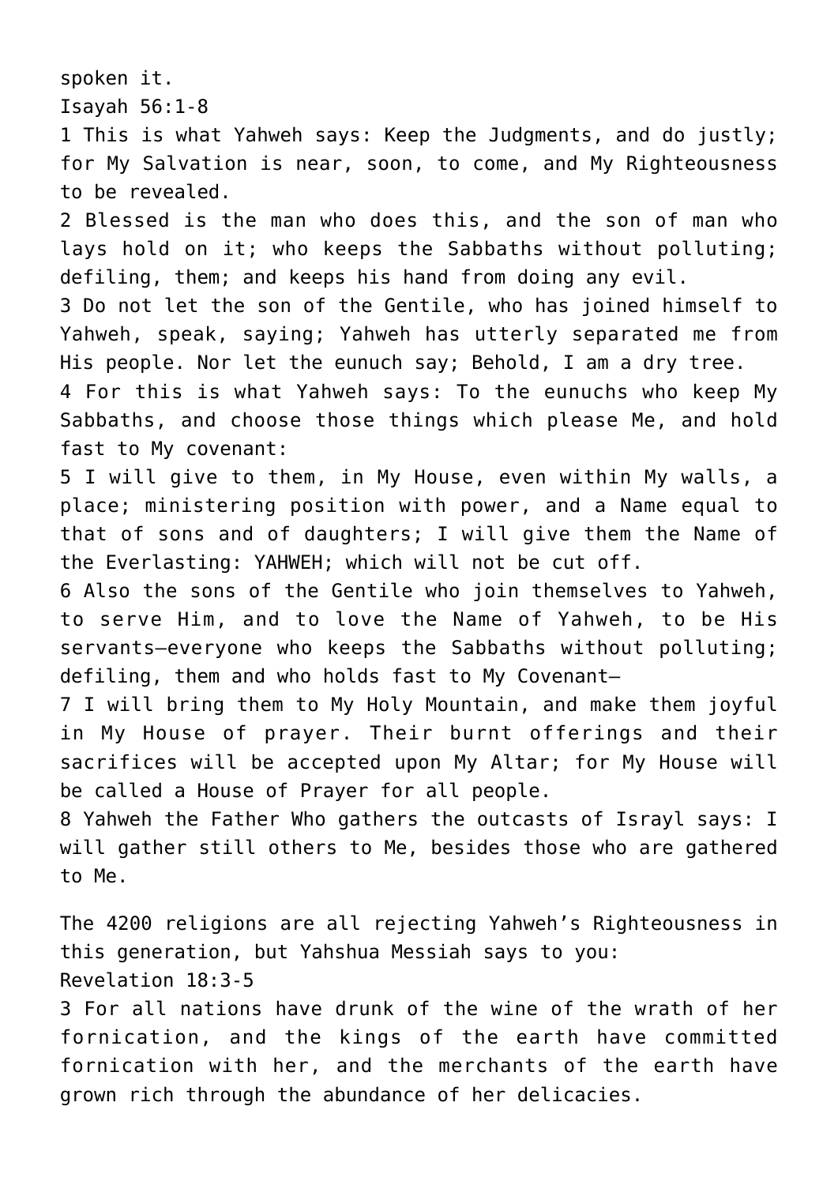spoken it.

Isayah 56:1-8

1 This is what Yahweh says: Keep the Judgments, and do justly; for My Salvation is near, soon, to come, and My Righteousness to be revealed.

2 Blessed is the man who does this, and the son of man who lays hold on it; who keeps the Sabbaths without polluting; defiling, them; and keeps his hand from doing any evil.

3 Do not let the son of the Gentile, who has joined himself to Yahweh, speak, saying; Yahweh has utterly separated me from His people. Nor let the eunuch say; Behold, I am a dry tree.

4 For this is what Yahweh says: To the eunuchs who keep My Sabbaths, and choose those things which please Me, and hold fast to My covenant:

5 I will give to them, in My House, even within My walls, a place; ministering position with power, and a Name equal to that of sons and of daughters; I will give them the Name of the Everlasting: YAHWEH; which will not be cut off.

6 Also the sons of the Gentile who join themselves to Yahweh, to serve Him, and to love the Name of Yahweh, to be His servants—everyone who keeps the Sabbaths without polluting; defiling, them and who holds fast to My Covenant—

7 I will bring them to My Holy Mountain, and make them joyful in My House of prayer. Their burnt offerings and their sacrifices will be accepted upon My Altar; for My House will be called a House of Prayer for all people.

8 Yahweh the Father Who gathers the outcasts of Israyl says: I will gather still others to Me, besides those who are gathered to Me.

The 4200 religions are all rejecting Yahweh's Righteousness in this generation, but Yahshua Messiah says to you:

Revelation 18:3-5

3 For all nations have drunk of the wine of the wrath of her fornication, and the kings of the earth have committed fornication with her, and the merchants of the earth have grown rich through the abundance of her delicacies.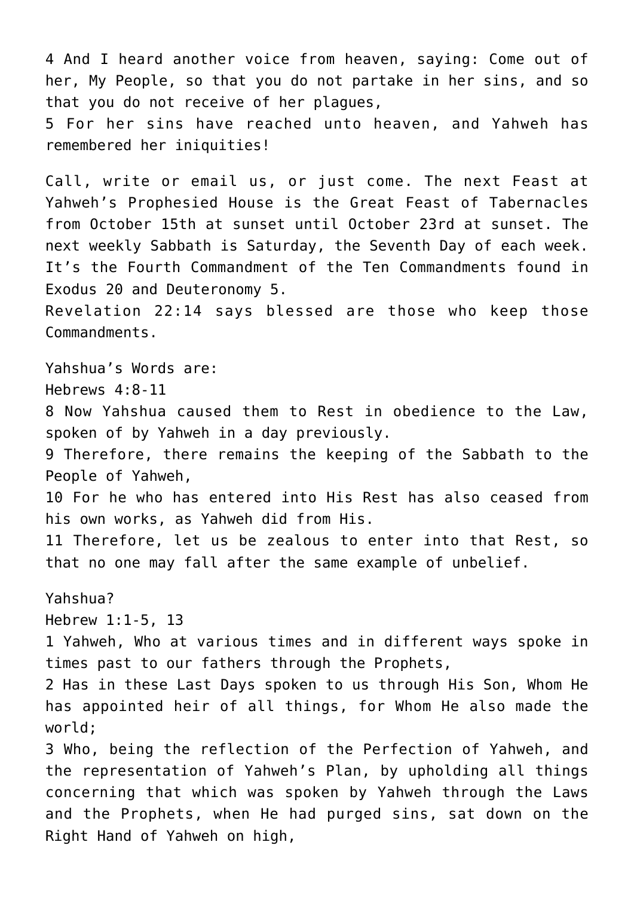4 And I heard another voice from heaven, saying: Come out of her, My People, so that you do not partake in her sins, and so that you do not receive of her plagues,
5 For her sins have reached unto heaven, and Yahweh has remembered her iniquities!

Call, write or email us, or just come. The next Feast at Yahweh's Prophesied House is the Great Feast of Tabernacles from October 15th at sunset until October 23rd at sunset. The next weekly Sabbath is Saturday, the Seventh Day of each week. It's the Fourth Commandment of the Ten Commandments found in Exodus 20 and Deuteronomy 5.
Revelation 22:14 says blessed are those who keep those Commandments.

Yahshua's Words are:
Hebrews 4:8-11
8 Now Yahshua caused them to Rest in obedience to the Law, spoken of by Yahweh in a day previously.
9 Therefore, there remains the keeping of the Sabbath to the People of Yahweh,
10 For he who has entered into His Rest has also ceased from his own works, as Yahweh did from His.
11 Therefore, let us be zealous to enter into that Rest, so that no one may fall after the same example of unbelief.

Yahshua?
Hebrew 1:1-5, 13
1 Yahweh, Who at various times and in different ways spoke in times past to our fathers through the Prophets,
2 Has in these Last Days spoken to us through His Son, Whom He has appointed heir of all things, for Whom He also made the world;
3 Who, being the reflection of the Perfection of Yahweh, and the representation of Yahweh's Plan, by upholding all things concerning that which was spoken by Yahweh through the Laws and the Prophets, when He had purged sins, sat down on the Right Hand of Yahweh on high,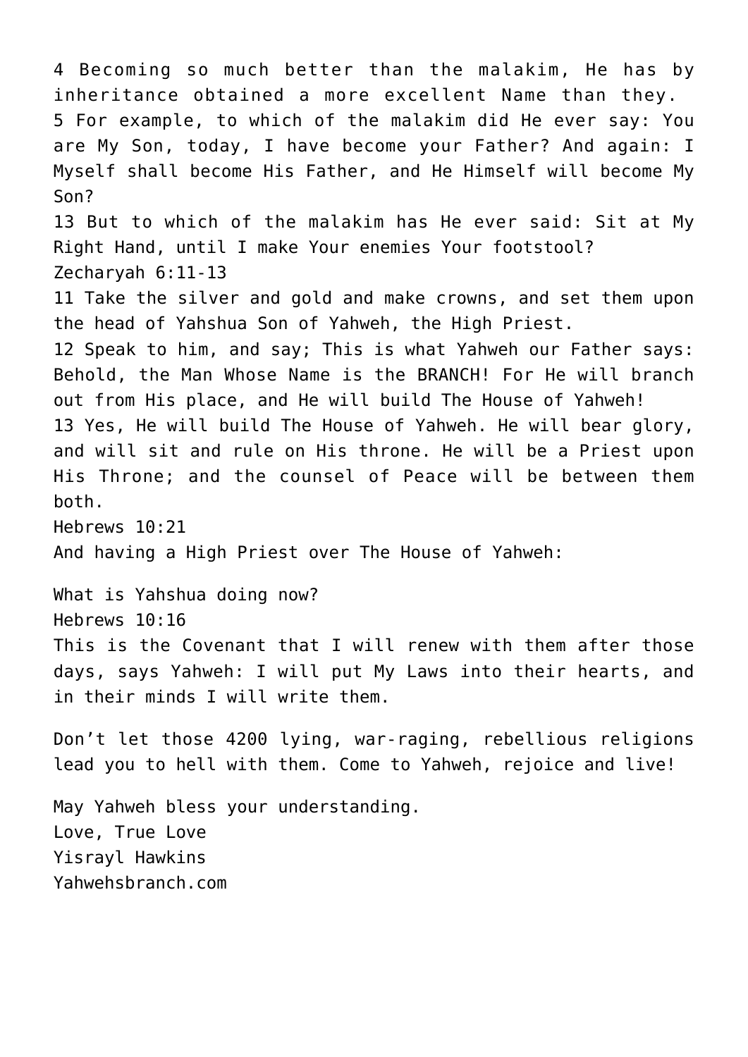4 Becoming so much better than the malakim, He has by inheritance obtained a more excellent Name than they.
5 For example, to which of the malakim did He ever say: You are My Son, today, I have become your Father? And again: I Myself shall become His Father, and He Himself will become My Son?
13 But to which of the malakim has He ever said: Sit at My Right Hand, until I make Your enemies Your footstool?
Zecharyah 6:11-13
11 Take the silver and gold and make crowns, and set them upon the head of Yahshua Son of Yahweh, the High Priest.
12 Speak to him, and say; This is what Yahweh our Father says: Behold, the Man Whose Name is the BRANCH! For He will branch out from His place, and He will build The House of Yahweh!
13 Yes, He will build The House of Yahweh. He will bear glory, and will sit and rule on His throne. He will be a Priest upon His Throne; and the counsel of Peace will be between them both.
Hebrews 10:21
And having a High Priest over The House of Yahweh:

What is Yahshua doing now?
Hebrews 10:16
This is the Covenant that I will renew with them after those days, says Yahweh: I will put My Laws into their hearts, and in their minds I will write them.

Don’t let those 4200 lying, war-raging, rebellious religions lead you to hell with them. Come to Yahweh, rejoice and live!

May Yahweh bless your understanding.
Love, True Love
Yisrayl Hawkins
Yahwehsbranch.com